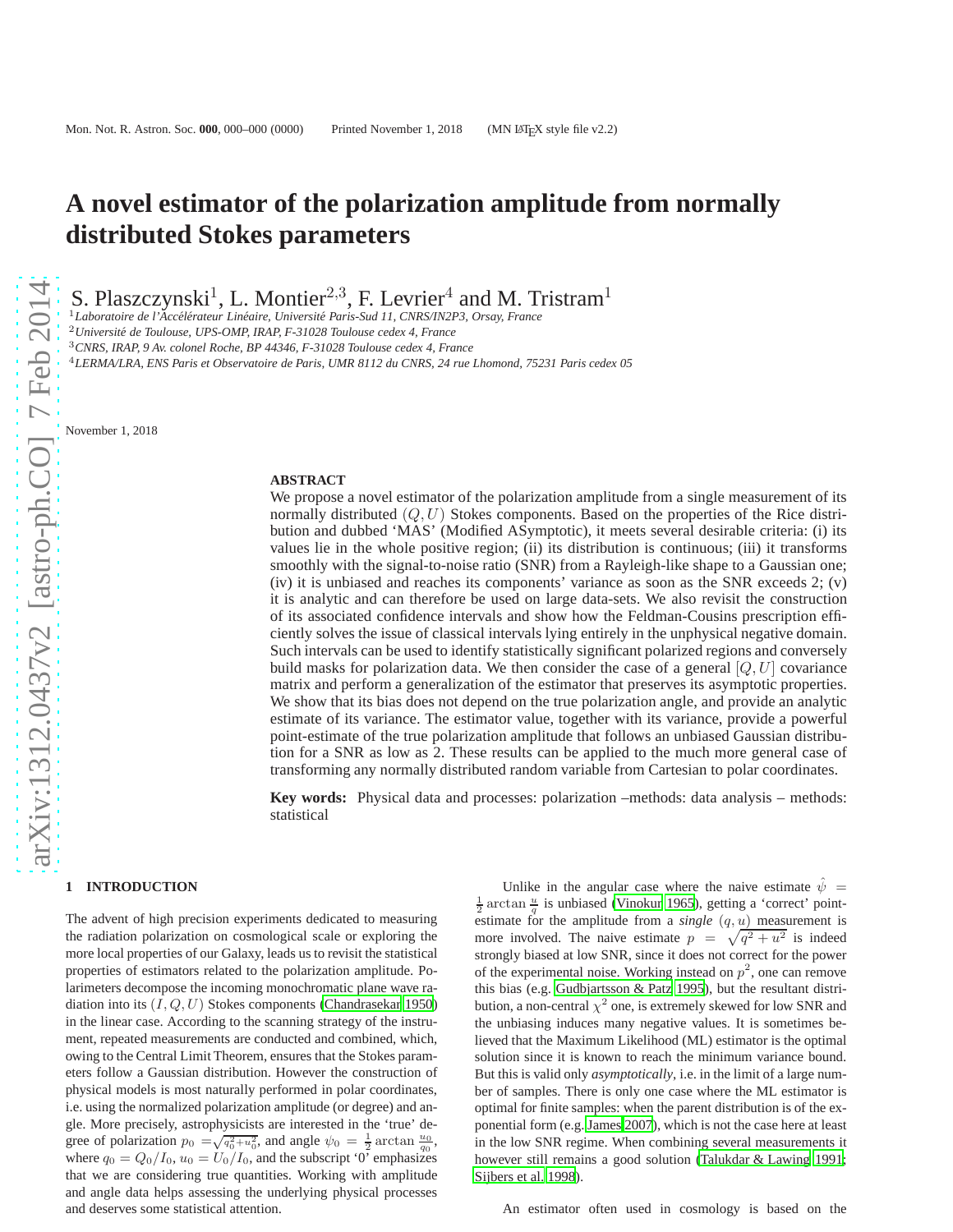# A novel estimator of the polarization amplitude from normally distributed Stokes parameters

S. Plaszczynski[1], L. Montier[2,3], F. Levrier[4] and M. Tristram[1]

[1]*Laboratoire de l'Accélérateur Linéaire, Université Paris-Sud 11, CNRS/IN2P3, Orsay, France*
[2]*Université de Toulouse, UPS-OMP, IRAP, F-31028 Toulouse cedex 4, France*
[3]*CNRS, IRAP, 9 Av. colonel Roche, BP 44346, F-31028 Toulouse cedex 4, France*
[4]*LERMA/LRA, ENS Paris et Observatoire de Paris, UMR 8112 du CNRS, 24 rue Lhomond, 75231 Paris cedex 05*

November 1, 2018

## ABSTRACT

We propose a novel estimator of the polarization amplitude from a single measurement of its normally distributed $(Q, U)$ Stokes components. Based on the properties of the Rice distribution and dubbed 'MAS' (Modified ASymptotic), it meets several desirable criteria: (i) its values lie in the whole positive region; (ii) its distribution is continuous; (iii) it transforms smoothly with the signal-to-noise ratio (SNR) from a Rayleigh-like shape to a Gaussian one; (iv) it is unbiased and reaches its components' variance as soon as the SNR exceeds 2; (v) it is analytic and can therefore be used on large data-sets. We also revisit the construction of its associated confidence intervals and show how the Feldman-Cousins prescription efficiently solves the issue of classical intervals lying entirely in the unphysical negative domain. Such intervals can be used to identify statistically significant polarized regions and conversely build masks for polarization data. We then consider the case of a general $[Q, U]$ covariance matrix and perform a generalization of the estimator that preserves its asymptotic properties. We show that its bias does not depend on the true polarization angle, and provide an analytic estimate of its variance. The estimator value, together with its variance, provide a powerful point-estimate of the true polarization amplitude that follows an unbiased Gaussian distribution for a SNR as low as 2. These results can be applied to the much more general case of transforming any normally distributed random variable from Cartesian to polar coordinates.

**Key words:** Physical data and processes: polarization –methods: data analysis – methods: statistical

## 1 INTRODUCTION

The advent of high precision experiments dedicated to measuring the radiation polarization on cosmological scale or exploring the more local properties of our Galaxy, leads us to revisit the statistical properties of estimators related to the polarization amplitude. Polarimeters decompose the incoming monochromatic plane wave radiation into its $(I, Q, U)$ Stokes components (Chandrasekar 1950) in the linear case. According to the scanning strategy of the instrument, repeated measurements are conducted and combined, which, owing to the Central Limit Theorem, ensures that the Stokes parameters follow a Gaussian distribution. However the construction of physical models is most naturally performed in polar coordinates, i.e. using the normalized polarization amplitude (or degree) and angle. More precisely, astrophysicists are interested in the 'true' degree of polarization $p_0 = \sqrt{q_0^2 + u_0^2}$, and angle $\psi_0 = \frac{1}{2} \arctan \frac{u_0}{q_0}$, where $q_0 = Q_0/I_0$, $u_0 = U_0/I_0$, and the subscript '0' emphasizes that we are considering true quantities. Working with amplitude and angle data helps assessing the underlying physical processes and deserves some statistical attention.

Unlike in the angular case where the naive estimate $\hat{\psi} = \frac{1}{2} \arctan \frac{u}{q}$ is unbiased (Vinokur 1965), getting a 'correct' point-estimate for the amplitude from a *single* $(q, u)$ measurement is more involved. The naive estimate $p = \sqrt{q^2 + u^2}$ is indeed strongly biased at low SNR, since it does not correct for the power of the experimental noise. Working instead on $p^2$, one can remove this bias (e.g. Gudbjartsson & Patz 1995), but the resultant distribution, a non-central $\chi^2$ one, is extremely skewed for low SNR and the unbiasing induces many negative values. It is sometimes believed that the Maximum Likelihood (ML) estimator is the optimal solution since it is known to reach the minimum variance bound. But this is valid only *asymptotically*, i.e. in the limit of a large number of samples. There is only one case where the ML estimator is optimal for finite samples: when the parent distribution is of the exponential form (e.g. James 2007), which is not the case here at least in the low SNR regime. When combining several measurements it however still remains a good solution (Talukdar & Lawing 1991; Sijbers et al. 1998).

An estimator often used in cosmology is based on the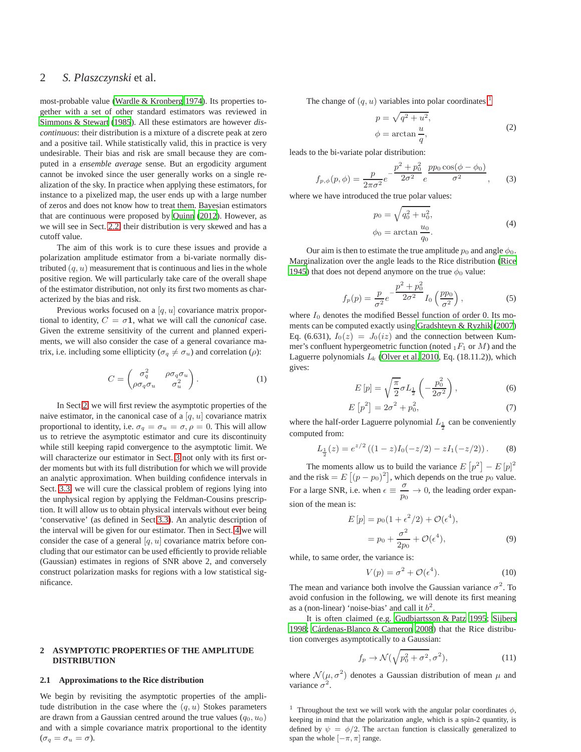most-probable value (Wardle & Kronberg 1974). Its properties together with a set of other standard estimators was reviewed in Simmons & Stewart (1985). All these estimators are however *discontinuous*: their distribution is a mixture of a discrete peak at zero and a positive tail. While statistically valid, this in practice is very undesirable. Their bias and risk are small because they are computed in a *ensemble average* sense. But an ergodicity argument cannot be invoked since the user generally works on a single realization of the sky. In practice when applying these estimators, for instance to a pixelized map, the user ends up with a large number of zeros and does not know how to treat them. Bayesian estimators that are continuous were proposed by Quinn (2012). However, as we will see in Sect. 2.2, their distribution is very skewed and has a cutoff value.

The aim of this work is to cure these issues and provide a polarization amplitude estimator from a bi-variate normally distributed $(q, u)$ measurement that is continuous and lies in the whole positive region. We will particularly take care of the overall shape of the estimator distribution, not only its first two moments as characterized by the bias and risk.

Previous works focused on a $[q, u]$ covariance matrix proportional to identity, $C = \sigma \mathbf{1}$, what we will call the *canonical* case. Given the extreme sensitivity of the current and planned experiments, we will also consider the case of a general covariance matrix, i.e. including some ellipticity ($\sigma_q \neq \sigma_u$) and correlation ($\rho$):

$$C = \begin{pmatrix} \sigma_q^2 & \rho\sigma_q\sigma_u \\ \rho\sigma_q\sigma_u & \sigma_u^2 \end{pmatrix}. \tag{1}$$

In Sect.2, we will first review the asymptotic properties of the naive estimator, in the canonical case of a $[q, u]$ covariance matrix proportional to identity, i.e. $\sigma_q = \sigma_u = \sigma, \rho = 0$. This will allow us to retrieve the asymptotic estimator and cure its discontinuity while still keeping rapid convergence to the asymptotic limit. We will characterize our estimator in Sect. 3 not only with its first order moments but with its full distribution for which we will provide an analytic approximation. When building confidence intervals in Sect. 3.3, we will cure the classical problem of regions lying into the unphysical region by applying the Feldman-Cousins prescription. It will allow us to obtain physical intervals without ever being 'conservative' (as defined in Sect 3.3). An analytic description of the interval will be given for our estimator. Then in Sect. 4 we will consider the case of a general $[q, u]$ covariance matrix before concluding that our estimator can be used efficiently to provide reliable (Gaussian) estimates in regions of SNR above 2, and conversely construct polarization masks for regions with a low statistical significance.

## 2 ASYMPTOTIC PROPERTIES OF THE AMPLITUDE DISTRIBUTION

### 2.1 Approximations to the Rice distribution

We begin by revisiting the asymptotic properties of the amplitude distribution in the case where the $(q, u)$ Stokes parameters are drawn from a Gaussian centred around the true values $(q_0, u_0)$ and with a simple covariance matrix proportional to the identity ($\sigma_q = \sigma_u = \sigma$).

The change of $(q, u)$ variables into polar coordinates [1]

$$\begin{aligned} p &= \sqrt{q^2 + u^2}, \\ \phi &= \arctan\frac{u}{q}, \end{aligned} \tag{2}$$

leads to the bi-variate polar distribution:

$$f_{p,\phi}(p, \phi) = \frac{p}{2\pi\sigma^2} e^{-\dfrac{p^2 + p_0^2}{2\sigma^2}} e^{\dfrac{pp_0 \cos(\phi - \phi_0)}{\sigma^2}}, \tag{3}$$

where we have introduced the true polar values:

$$\begin{aligned} p_0 &= \sqrt{q_0^2 + u_0^2}, \\ \phi_0 &= \arctan\frac{u_0}{q_0}. \end{aligned} \tag{4}$$

Our aim is then to estimate the true amplitude $p_0$ and angle $\phi_0$. Marginalization over the angle leads to the Rice distribution (Rice 1945) that does not depend anymore on the true $\phi_0$ value:

$$f_p(p) = \frac{p}{\sigma^2} e^{-\dfrac{p^2 + p_0^2}{2\sigma^2}} I_0\left(\frac{pp_0}{\sigma^2}\right), \tag{5}$$

where $I_0$ denotes the modified Bessel function of order 0. Its moments can be computed exactly using Gradshteyn & Ryzhik (2007) Eq. (6.631), $I_0(z) = J_0(iz)$ and the connection between Kummer's confluent hypergeometric function (noted ${}_1F_1$ or $M$) and the Laguerre polynomials $L_k$ (Olver et al. 2010, Eq. (18.11.2)), which gives:

$$E[p] = \sqrt{\frac{\pi}{2}} \sigma L_{\frac{1}{2}}\left(-\frac{p_0^2}{2\sigma^2}\right), \tag{6}$$

$$E[p^2] = 2\sigma^2 + p_0^2, \tag{7}$$

where the half-order Laguerre polynomial $L_{\frac{1}{2}}$ can be conveniently computed from:

$$L_{\frac{1}{2}}(z) = e^{z/2}\left((1 - z)I_0(-z/2) - zI_1(-z/2)\right). \tag{8}$$

The moments allow us to build the variance $E[p^2] - E[p]^2$ and the risk $= E[(p - p_0)^2]$, which depends on the true $p_0$ value. For a large SNR, i.e. when $\epsilon \equiv \dfrac{\sigma}{p_0} \to 0$, the leading order expansion of the mean is:

$$\begin{aligned} E[p] &= p_0(1 + \epsilon^2/2) + \mathcal{O}(\epsilon^4), \\ &= p_0 + \frac{\sigma^2}{2p_0} + \mathcal{O}(\epsilon^4), \end{aligned} \tag{9}$$

while, to same order, the variance is:

$$V(p) = \sigma^2 + \mathcal{O}(\epsilon^4). \tag{10}$$

The mean and variance both involve the Gaussian variance $\sigma^2$. To avoid confusion in the following, we will denote its first meaning as a (non-linear) 'noise-bias' and call it $b^2$.

It is often claimed (e.g. Gudbjartsson & Patz 1995; Sijbers 1998; Cárdenas-Blanco & Cameron 2008) that the Rice distribution converges asymptotically to a Gaussian:

$$f_p \to \mathcal{N}(\sqrt{p_0^2 + \sigma^2}, \sigma^2), \tag{11}$$

where $\mathcal{N}(\mu, \sigma^2)$ denotes a Gaussian distribution of mean $\mu$ and variance $\sigma^2$.

[1] Throughout the text we will work with the angular polar coordinates $\phi$, keeping in mind that the polarization angle, which is a spin-2 quantity, is defined by $\psi = \phi/2$. The arctan function is classically generalized to span the whole $[-\pi, \pi]$ range.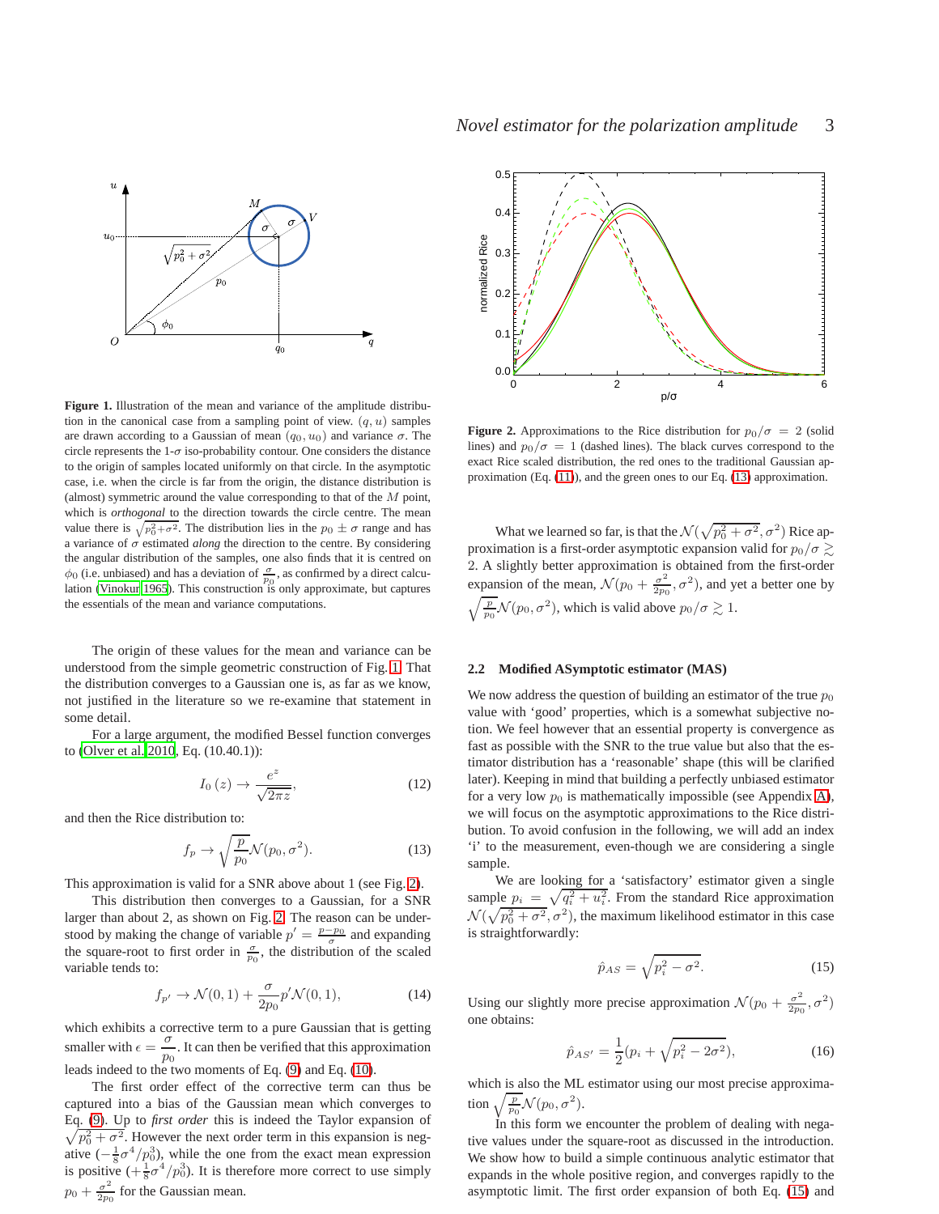**Figure 1.** Illustration of the mean and variance of the amplitude distribution in the canonical case from a sampling point of view. $(q, u)$ samples are drawn according to a Gaussian of mean $(q_0, u_0)$ and variance $\sigma$. The circle represents the 1-$\sigma$ iso-probability contour. One considers the distance to the origin of samples located uniformly on that circle. In the asymptotic case, i.e. when the circle is far from the origin, the distance distribution is (almost) symmetric around the value corresponding to that of the $M$ point, which is *orthogonal* to the direction towards the circle centre. The mean value there is $\sqrt{p_0^2+\sigma^2}$. The distribution lies in the $p_0 \pm \sigma$ range and has a variance of $\sigma$ estimated *along* the direction to the centre. By considering the angular distribution of the samples, one also finds that it is centred on $\phi_0$ (i.e. unbiased) and has a deviation of $\frac{\sigma}{p_0}$, as confirmed by a direct calculation (Vinokur 1965). This construction is only approximate, but captures the essentials of the mean and variance computations.

The origin of these values for the mean and variance can be understood from the simple geometric construction of Fig. 1. That the distribution converges to a Gaussian one is, as far as we know, not justified in the literature so we re-examine that statement in some detail.

For a large argument, the modified Bessel function converges to (Olver et al. 2010, Eq. (10.40.1)):

$$I_0\left(z\right) \rightarrow \frac{e^z}{\sqrt{2\pi z}}, \tag{12}$$

and then the Rice distribution to:

$$f_p \rightarrow \sqrt{\frac{p}{p_0}}\mathcal{N}(p_0, \sigma^2). \tag{13}$$

This approximation is valid for a SNR above about 1 (see Fig. 2).

This distribution then converges to a Gaussian, for a SNR larger than about 2, as shown on Fig. 2. The reason can be understood by making the change of variable $p' = \frac{p-p_0}{\sigma}$ and expanding the square-root to first order in $\frac{\sigma}{p_0}$, the distribution of the scaled variable tends to:

$$f_{p'} \rightarrow \mathcal{N}(0,1) + \frac{\sigma}{2p_0}p'\mathcal{N}(0,1), \tag{14}$$

which exhibits a corrective term to a pure Gaussian that is getting smaller with $\epsilon = \dfrac{\sigma}{p_0}$. It can then be verified that this approximation leads indeed to the two moments of Eq. (9) and Eq. (10).

The first order effect of the corrective term can thus be captured into a bias of the Gaussian mean which converges to Eq. (9). Up to *first order* this is indeed the Taylor expansion of $\sqrt{p_0^2+\sigma^2}$. However the next order term in this expansion is negative ($-\frac{1}{8}\sigma^4/p_0^3$), while the one from the exact mean expression is positive ($+\frac{1}{8}\sigma^4/p_0^3$). It is therefore more correct to use simply $p_0 + \frac{\sigma^2}{2p_0}$ for the Gaussian mean.

**Figure 2.** Approximations to the Rice distribution for $p_0/\sigma = 2$ (solid lines) and $p_0/\sigma = 1$ (dashed lines). The black curves correspond to the exact Rice scaled distribution, the red ones to the traditional Gaussian approximation (Eq. (11)), and the green ones to our Eq. (13) approximation.

What we learned so far, is that the $\mathcal{N}(\sqrt{p_0^2+\sigma^2}, \sigma^2)$ Rice approximation is a first-order asymptotic expansion valid for $p_0/\sigma \gtrsim 2$. A slightly better approximation is obtained from the first-order expansion of the mean, $\mathcal{N}(p_0 + \frac{\sigma^2}{2p_0}, \sigma^2)$, and yet a better one by $\sqrt{\frac{p}{p_0}}\mathcal{N}(p_0, \sigma^2)$, which is valid above $p_0/\sigma \gtrsim 1$.

### 2.2 Modified ASymptotic estimator (MAS)

We now address the question of building an estimator of the true $p_0$ value with 'good' properties, which is a somewhat subjective notion. We feel however that an essential property is convergence as fast as possible with the SNR to the true value but also that the estimator distribution has a 'reasonable' shape (this will be clarified later). Keeping in mind that building a perfectly unbiased estimator for a very low $p_0$ is mathematically impossible (see Appendix A), we will focus on the asymptotic approximations to the Rice distribution. To avoid confusion in the following, we will add an index 'i' to the measurement, even-though we are considering a single sample.

We are looking for a 'satisfactory' estimator given a single sample $p_i = \sqrt{q_i^2+u_i^2}$. From the standard Rice approximation $\mathcal{N}(\sqrt{p_0^2+\sigma^2}, \sigma^2)$, the maximum likelihood estimator in this case is straightforwardly:

$$\hat{p}_{AS} = \sqrt{p_i^2 - \sigma^2}. \tag{15}$$

Using our slightly more precise approximation $\mathcal{N}(p_0 + \frac{\sigma^2}{2p_0}, \sigma^2)$ one obtains:

$$\hat{p}_{AS'} = \frac{1}{2}(p_i + \sqrt{p_i^2 - 2\sigma^2}), \tag{16}$$

which is also the ML estimator using our most precise approximation $\sqrt{\frac{p}{p_0}}\mathcal{N}(p_0, \sigma^2)$.

In this form we encounter the problem of dealing with negative values under the square-root as discussed in the introduction. We show how to build a simple continuous analytic estimator that expands in the whole positive region, and converges rapidly to the asymptotic limit. The first order expansion of both Eq. (15) and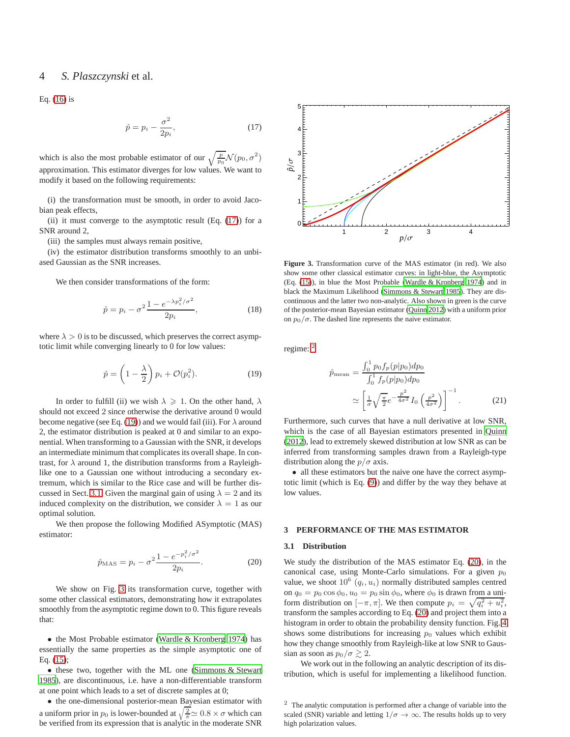Eq. (16) is

$$\hat{p} = p_i - \frac{\sigma^2}{2p_i}, \tag{17}$$

which is also the most probable estimator of our $\sqrt{\frac{p}{p_0}}\mathcal{N}(p_0, \sigma^2)$ approximation. This estimator diverges for low values. We want to modify it based on the following requirements:

(i) the transformation must be smooth, in order to avoid Jacobian peak effects,
(ii) it must converge to the asymptotic result (Eq. (17)) for a SNR around 2,
(iii) the samples must always remain positive,
(iv) the estimator distribution transforms smoothly to an unbiased Gaussian as the SNR increases.

We then consider transformations of the form:

$$\hat{p} = p_i - \sigma^2 \frac{1 - e^{-\lambda p_i^2/\sigma^2}}{2p_i}, \tag{18}$$

where $\lambda > 0$ is to be discussed, which preserves the correct asymptotic limit while converging linearly to 0 for low values:

$$\hat{p} = \left(1 - \frac{\lambda}{2}\right) p_i + \mathcal{O}(p_i^2). \tag{19}$$

In order to fulfill (ii) we wish $\lambda \geqslant 1$. On the other hand, $\lambda$ should not exceed 2 since otherwise the derivative around 0 would become negative (see Eq. (19)) and we would fail (iii). For $\lambda$ around 2, the estimator distribution is peaked at 0 and similar to an exponential. When transforming to a Gaussian with the SNR, it develops an intermediate minimum that complicates its overall shape. In contrast, for $\lambda$ around 1, the distribution transforms from a Rayleigh-like one to a Gaussian one without introducing a secondary extremum, which is similar to the Rice case and will be further discussed in Sect. 3.1. Given the marginal gain of using $\lambda = 2$ and its induced complexity on the distribution, we consider $\lambda = 1$ as our optimal solution.

We then propose the following Modified ASymptotic (MAS) estimator:

$$\hat{p}_{\mathrm{MAS}} = p_i - \sigma^2 \frac{1 - e^{-p_i^2/\sigma^2}}{2p_i}. \tag{20}$$

We show on Fig. 3 its transformation curve, together with some other classical estimators, demonstrating how it extrapolates smoothly from the asymptotic regime down to 0. This figure reveals that:

- the Most Probable estimator (Wardle & Kronberg 1974) has essentially the same properties as the simple asymptotic one of Eq. (15);
- these two, together with the ML one (Simmons & Stewart 1985), are discontinuous, i.e. have a non-differentiable transform at one point which leads to a set of discrete samples at 0;
- the one-dimensional posterior-mean Bayesian estimator with a uniform prior in $p_0$ is lower-bounded at $\sqrt{\frac{2}{\pi}} \simeq 0.8 \times \sigma$ which can be verified from its expression that is analytic in the moderate SNR regime:[2]

$$\hat{p}_{\mathrm{mean}} = \frac{\int_0^1 p_0 f_p(p|p_0) dp_0}{\int_0^1 f_p(p|p_0) dp_0} \simeq \left[\frac{1}{\sigma}\sqrt{\frac{\pi}{2}} e^{-\frac{p^2}{4\sigma^2}} I_0\left(\frac{p^2}{4\sigma^2}\right)\right]^{-1}. \tag{21}$$

Furthermore, such curves that have a null derivative at low SNR, which is the case of all Bayesian estimators presented in Quinn (2012), lead to extremely skewed distribution at low SNR as can be inferred from transforming samples drawn from a Rayleigh-type distribution along the $p/\sigma$ axis.

- all these estimators but the naive one have the correct asymptotic limit (which is Eq. (9)) and differ by the way they behave at low values.

**Figure 3.** Transformation curve of the MAS estimator (in red). We also show some other classical estimator curves: in light-blue, the Asymptotic (Eq. (15)), in blue the Most Probable (Wardle & Kronberg 1974) and in black the Maximum Likelihood (Simmons & Stewart 1985). They are discontinuous and the latter two non-analytic. Also shown in green is the curve of the posterior-mean Bayesian estimator (Quinn 2012) with a uniform prior on $p_0/\sigma$. The dashed line represents the naive estimator.

## 3 PERFORMANCE OF THE MAS ESTIMATOR

### 3.1 Distribution

We study the distribution of the MAS estimator Eq. (20), in the canonical case, using Monte-Carlo simulations. For a given $p_0$ value, we shoot $10^6$ $(q_i, u_i)$ normally distributed samples centred on $q_0 = p_0 \cos\phi_0, u_0 = p_0 \sin\phi_0$, where $\phi_0$ is drawn from a uniform distribution on $[-\pi, \pi]$. We then compute $p_i = \sqrt{q_i^2 + u_i^2}$, transform the samples according to Eq. (20) and project them into a histogram in order to obtain the probability density function. Fig. 4 shows some distributions for increasing $p_0$ values which exhibit how they change smoothly from Rayleigh-like at low SNR to Gaussian as soon as $p_0/\sigma \gtrsim 2$.

We work out in the following an analytic description of its distribution, which is useful for implementing a likelihood function.

[2] The analytic computation is performed after a change of variable into the scaled (SNR) variable and letting $1/\sigma \to \infty$. The results holds up to very high polarization values.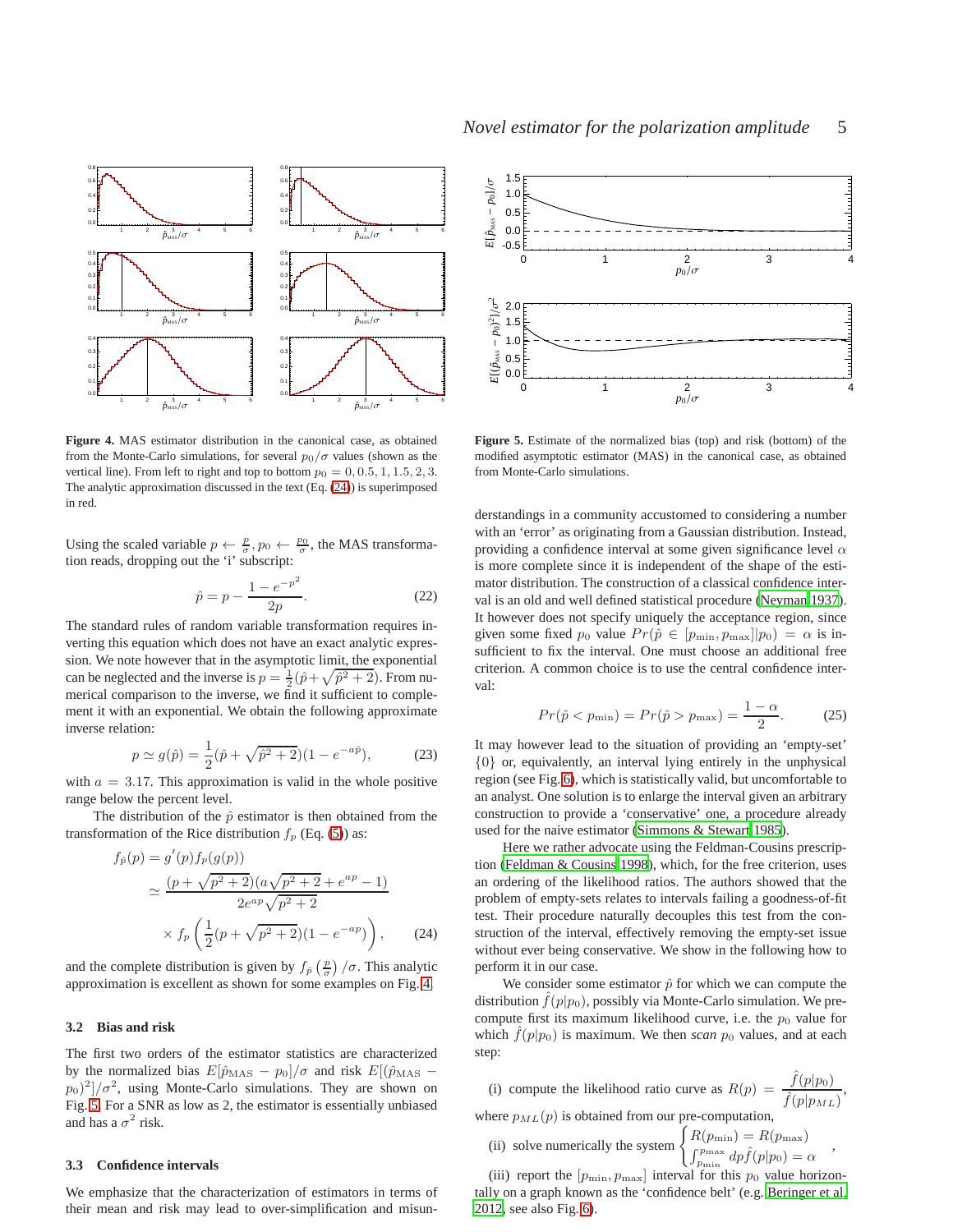**Figure 4.** MAS estimator distribution in the canonical case, as obtained from the Monte-Carlo simulations, for several $p_0/\sigma$ values (shown as the vertical line). From left to right and top to bottom $p_0 = 0, 0.5, 1, 1.5, 2, 3$. The analytic approximation discussed in the text (Eq. (24)) is superimposed in red.

**Figure 5.** Estimate of the normalized bias (top) and risk (bottom) of the modified asymptotic estimator (MAS) in the canonical case, as obtained from Monte-Carlo simulations.

Using the scaled variable $p \leftarrow \frac{p}{\sigma}, p_0 \leftarrow \frac{p_0}{\sigma}$, the MAS transformation reads, dropping out the 'i' subscript:

$$\hat{p} = p - \frac{1 - e^{-p^2}}{2p}. \tag{22}$$

The standard rules of random variable transformation requires inverting this equation which does not have an exact analytic expression. We note however that in the asymptotic limit, the exponential can be neglected and the inverse is $p = \frac{1}{2}(\hat{p} + \sqrt{\hat{p}^2 + 2})$. From numerical comparison to the inverse, we find it sufficient to complement it with an exponential. We obtain the following approximate inverse relation:

$$p \simeq g(\hat{p}) = \frac{1}{2}(\hat{p} + \sqrt{\hat{p}^2 + 2})(1 - e^{-a\hat{p}}), \tag{23}$$

with $a = 3.17$. This approximation is valid in the whole positive range below the percent level.

The distribution of the $\hat{p}$ estimator is then obtained from the transformation of the Rice distribution $f_p$ (Eq. (5)) as:

$$\begin{aligned} f_{\hat{p}}(p) &= g'(p) f_p(g(p)) \\ &\simeq \frac{(p + \sqrt{p^2+2})(a\sqrt{p^2+2} + e^{ap} - 1)}{2e^{ap}\sqrt{p^2+2}} \\ &\quad \times f_p\left(\frac{1}{2}(p + \sqrt{p^2+2})(1 - e^{-ap})\right), \end{aligned} \tag{24}$$

and the complete distribution is given by $f_{\hat{p}}\left(\frac{p}{\sigma}\right)/\sigma$. This analytic approximation is excellent as shown for some examples on Fig. 4.

### 3.2 Bias and risk

The first two orders of the estimator statistics are characterized by the normalized bias $E[\hat{p}_{\rm MAS} - p_0]/\sigma$ and risk $E[(\hat{p}_{\rm MAS} - p_0)^2]/\sigma^2$, using Monte-Carlo simulations. They are shown on Fig. 5. For a SNR as low as 2, the estimator is essentially unbiased and has a $\sigma^2$ risk.

### 3.3 Confidence intervals

We emphasize that the characterization of estimators in terms of their mean and risk may lead to over-simplification and misunderstandings in a community accustomed to considering a number with an 'error' as originating from a Gaussian distribution. Instead, providing a confidence interval at some given significance level $\alpha$ is more complete since it is independent of the shape of the estimator distribution. The construction of a classical confidence interval is an old and well defined statistical procedure (Neyman 1937). It however does not specify uniquely the acceptance region, since given some fixed $p_0$ value $Pr(\hat{p} \in [p_{\rm min}, p_{\rm max}]|p_0) = \alpha$ is insufficient to fix the interval. One must choose an additional free criterion. A common choice is to use the central confidence interval:

$$Pr(\hat{p} < p_{\rm min}) = Pr(\hat{p} > p_{\rm max}) = \frac{1-\alpha}{2}. \tag{25}$$

It may however lead to the situation of providing an 'empty-set' $\{0\}$ or, equivalently, an interval lying entirely in the unphysical region (see Fig. 6), which is statistically valid, but uncomfortable to an analyst. One solution is to enlarge the interval given an arbitrary construction to provide a 'conservative' one, a procedure already used for the naive estimator (Simmons & Stewart 1985).

Here we rather advocate using the Feldman-Cousins prescription (Feldman & Cousins 1998), which, for the free criterion, uses an ordering of the likelihood ratios. The authors showed that the problem of empty-sets relates to intervals failing a goodness-of-fit test. Their procedure naturally decouples this test from the construction of the interval, effectively removing the empty-set issue without ever being conservative. We show in the following how to perform it in our case.

We consider some estimator $\hat{p}$ for which we can compute the distribution $\hat{f}(p|p_0)$, possibly via Monte-Carlo simulation. We precompute first its maximum likelihood curve, i.e. the $p_0$ value for which $\hat{f}(p|p_0)$ is maximum. We then *scan* $p_0$ values, and at each step:

(i) compute the likelihood ratio curve as $R(p) = \dfrac{\hat{f}(p|p_0)}{\hat{f}(p|p_{ML})}$, where $p_{ML}(p)$ is obtained from our pre-computation,

(ii) solve numerically the system $\begin{cases} R(p_{\rm min}) = R(p_{\rm max}) \\ \int_{p_{\rm min}}^{p_{\rm max}} dp \hat{f}(p|p_0) = \alpha \end{cases}$,

(iii) report the $[p_{\rm min}, p_{\rm max}]$ interval for this $p_0$ value horizontally on a graph known as the 'confidence belt' (e.g. Beringer et al. 2012, see also Fig. 6).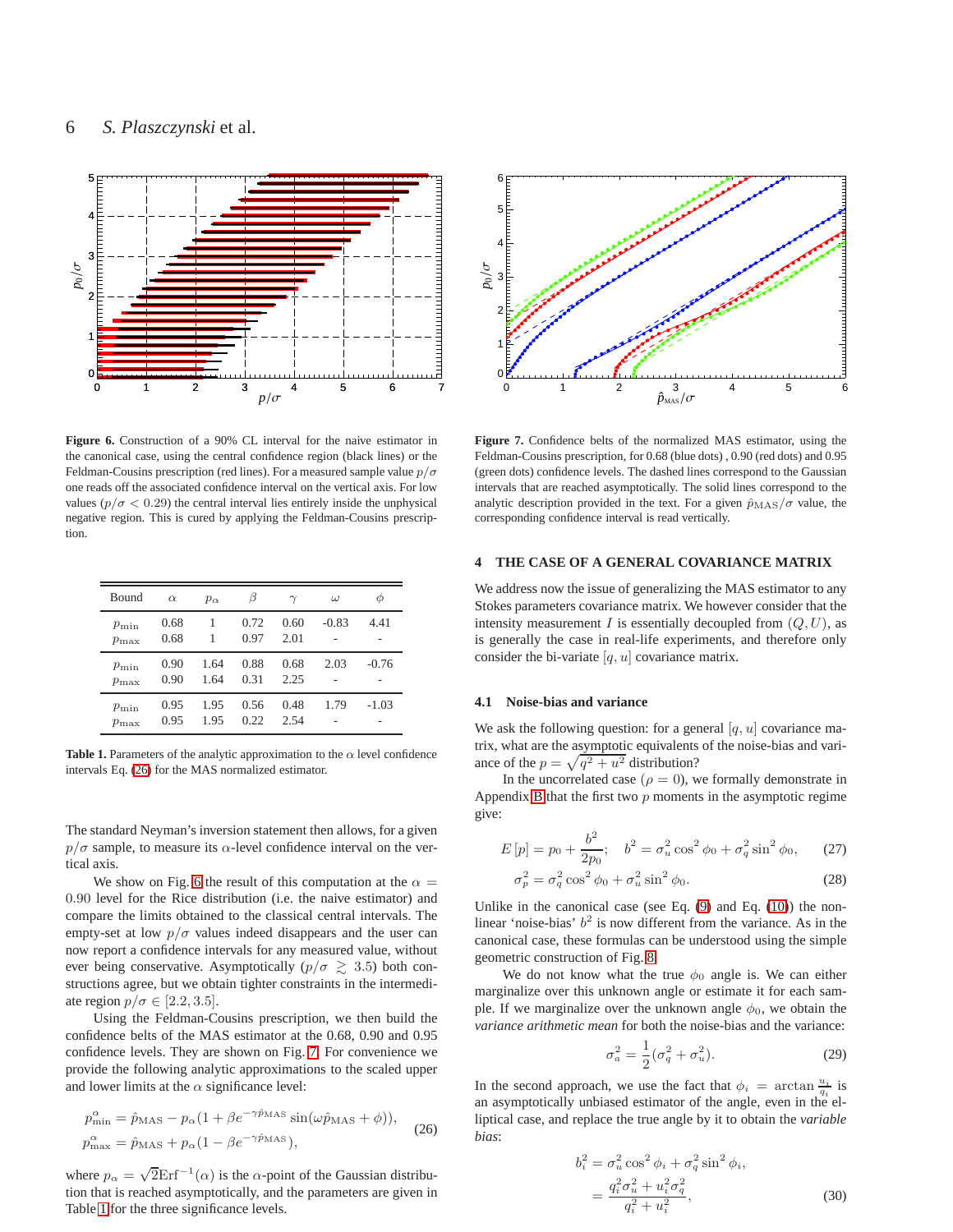**Figure 6.** Construction of a 90% CL interval for the naive estimator in the canonical case, using the central confidence region (black lines) or the Feldman-Cousins prescription (red lines). For a measured sample value $p/\sigma$ one reads off the associated confidence interval on the vertical axis. For low values ($p/\sigma < 0.29$) the central interval lies entirely inside the unphysical negative region. This is cured by applying the Feldman-Cousins prescription.

| Bound | $\alpha$ | $p_\alpha$ | $\beta$ | $\gamma$ | $\omega$ | $\phi$ |
|---|---|---|---|---|---|---|
| $p_{\min}$ | 0.68 | 1 | 0.72 | 0.60 | -0.83 | 4.41 |
| $p_{\max}$ | 0.68 | 1 | 0.97 | 2.01 | - | - |
| $p_{\min}$ | 0.90 | 1.64 | 0.88 | 0.68 | 2.03 | -0.76 |
| $p_{\max}$ | 0.90 | 1.64 | 0.31 | 2.25 | - | - |
| $p_{\min}$ | 0.95 | 1.95 | 0.56 | 0.48 | 1.79 | -1.03 |
| $p_{\max}$ | 0.95 | 1.95 | 0.22 | 2.54 | - | - |

**Table 1.** Parameters of the analytic approximation to the $\alpha$ level confidence intervals Eq. (26) for the MAS normalized estimator.

The standard Neyman's inversion statement then allows, for a given $p/\sigma$ sample, to measure its $\alpha$-level confidence interval on the vertical axis.

We show on Fig. 6 the result of this computation at the $\alpha = 0.90$ level for the Rice distribution (i.e. the naive estimator) and compare the limits obtained to the classical central intervals. The empty-set at low $p/\sigma$ values indeed disappears and the user can now report a confidence intervals for any measured value, without ever being conservative. Asymptotically ($p/\sigma \gtrsim 3.5$) both constructions agree, but we obtain tighter constraints in the intermediate region $p/\sigma \in [2.2, 3.5]$.

Using the Feldman-Cousins prescription, we then build the confidence belts of the MAS estimator at the 0.68, 0.90 and 0.95 confidence levels. They are shown on Fig. 7. For convenience we provide the following analytic approximations to the scaled upper and lower limits at the $\alpha$ significance level:

$$
\begin{aligned}
p^{\alpha}_{\min} &= \hat{p}_{\rm MAS} - p_\alpha(1 + \beta e^{-\gamma \hat{p}_{\rm MAS}} \sin(\omega \hat{p}_{\rm MAS} + \phi)), \\
p^{\alpha}_{\max} &= \hat{p}_{\rm MAS} + p_\alpha(1 - \beta e^{-\gamma \hat{p}_{\rm MAS}}),
\end{aligned} \tag{26}
$$

where $p_\alpha = \sqrt{2}{\rm Erf}^{-1}(\alpha)$ is the $\alpha$-point of the Gaussian distribution that is reached asymptotically, and the parameters are given in Table 1 for the three significance levels.

**Figure 7.** Confidence belts of the normalized MAS estimator, using the Feldman-Cousins prescription, for 0.68 (blue dots) , 0.90 (red dots) and 0.95 (green dots) confidence levels. The dashed lines correspond to the Gaussian intervals that are reached asymptotically. The solid lines correspond to the analytic description provided in the text. For a given $\hat{p}_{\rm MAS}/\sigma$ value, the corresponding confidence interval is read vertically.

## 4 THE CASE OF A GENERAL COVARIANCE MATRIX

We address now the issue of generalizing the MAS estimator to any Stokes parameters covariance matrix. We however consider that the intensity measurement $I$ is essentially decoupled from $(Q, U)$, as is generally the case in real-life experiments, and therefore only consider the bi-variate $[q, u]$ covariance matrix.

### 4.1 Noise-bias and variance

We ask the following question: for a general $[q, u]$ covariance matrix, what are the asymptotic equivalents of the noise-bias and variance of the $p = \sqrt{q^2 + u^2}$ distribution?

In the uncorrelated case ($\rho = 0$), we formally demonstrate in Appendix B that the first two $p$ moments in the asymptotic regime give:

$$
E[p] = p_0 + \frac{b^2}{2p_0}; \quad b^2 = \sigma_u^2 \cos^2\phi_0 + \sigma_q^2 \sin^2\phi_0, \tag{27}
$$

$$
\sigma_p^2 = \sigma_q^2 \cos^2\phi_0 + \sigma_u^2 \sin^2\phi_0. \tag{28}
$$

Unlike in the canonical case (see Eq. (9) and Eq. (10)) the non-linear 'noise-bias' $b^2$ is now different from the variance. As in the canonical case, these formulas can be understood using the simple geometric construction of Fig. 8.

We do not know what the true $\phi_0$ angle is. We can either marginalize over this unknown angle or estimate it for each sample. If we marginalize over the unknown angle $\phi_0$, we obtain the *variance arithmetic mean* for both the noise-bias and the variance:

$$
\sigma_a^2 = \frac{1}{2}(\sigma_q^2 + \sigma_u^2). \tag{29}
$$

In the second approach, we use the fact that $\phi_i = \arctan\frac{u_i}{q_i}$ is an asymptotically unbiased estimator of the angle, even in the elliptical case, and replace the true angle by it to obtain the *variable bias*:

$$
\begin{aligned}
b_i^2 &= \sigma_u^2 \cos^2\phi_i + \sigma_q^2 \sin^2\phi_i, \\
&= \frac{q_i^2\sigma_u^2 + u_i^2\sigma_q^2}{q_i^2 + u_i^2},
\end{aligned} \tag{30}
$$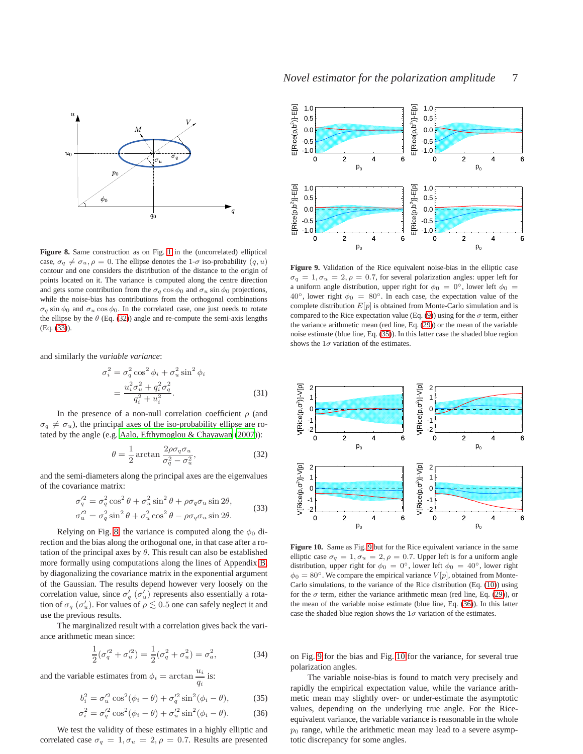**Figure 8.** Same construction as on Fig. 1 in the (uncorrelated) elliptical case, $\sigma_q \neq \sigma_u, \rho = 0$. The ellipse denotes the 1-$\sigma$ iso-probability $(q, u)$ contour and one considers the distribution of the distance to the origin of points located on it. The variance is computed along the centre direction and gets some contribution from the $\sigma_q \cos\phi_0$ and $\sigma_u \sin\phi_0$ projections, while the noise-bias has contributions from the orthogonal combinations $\sigma_q \sin\phi_0$ and $\sigma_u \cos\phi_0$. In the correlated case, one just needs to rotate the ellipse by the $\theta$ (Eq. (32)) angle and re-compute the semi-axis lengths (Eq. (33)).

and similarly the *variable variance*:

$$\sigma_i^2 = \sigma_q^2 \cos^2\phi_i + \sigma_u^2 \sin^2\phi_i = \frac{u_i^2\sigma_u^2 + q_i^2\sigma_q^2}{q_i^2 + u_i^2}. \tag{31}$$

In the presence of a non-null correlation coefficient $\rho$ (and $\sigma_q \neq \sigma_u$), the principal axes of the iso-probability ellipse are rotated by the angle (e.g. Aalo, Efthymoglou & Chayawan (2007)):

$$\theta = \frac{1}{2}\arctan\frac{2\rho\sigma_q\sigma_u}{\sigma_q^2 - \sigma_u^2}, \tag{32}$$

and the semi-diameters along the principal axes are the eigenvalues of the covariance matrix:

$$\begin{aligned} \sigma_q'^2 &= \sigma_q^2\cos^2\theta + \sigma_u^2\sin^2\theta + \rho\sigma_q\sigma_u\sin 2\theta, \\ \sigma_u'^2 &= \sigma_q^2\sin^2\theta + \sigma_u^2\cos^2\theta - \rho\sigma_q\sigma_u\sin 2\theta. \end{aligned} \tag{33}$$

Relying on Fig. 8, the variance is computed along the $\phi_0$ direction and the bias along the orthogonal one, in that case after a rotation of the principal axes by $\theta$. This result can also be established more formally using computations along the lines of Appendix B, by diagonalizing the covariance matrix in the exponential argument of the Gaussian. The results depend however very loosely on the correlation value, since $\sigma_q'$ ($\sigma_u'$) represents also essentially a rotation of $\sigma_q$ ($\sigma_u'$). For values of $\rho \lesssim 0.5$ one can safely neglect it and use the previous results.

The marginalized result with a correlation gives back the variance arithmetic mean since:

$$\frac{1}{2}(\sigma_q'^2 + \sigma_u'^2) = \frac{1}{2}(\sigma_q^2 + \sigma_u^2) = \sigma_a^2, \tag{34}$$

and the variable estimates from $\phi_i = \arctan\frac{u_i}{q_i}$ is:

$$b_i^2 = \sigma_u'^2\cos^2(\phi_i - \theta) + \sigma_q'^2\sin^2(\phi_i - \theta), \tag{35}$$

$$\sigma_i^2 = \sigma_q'^2\cos^2(\phi_i - \theta) + \sigma_u'^2\sin^2(\phi_i - \theta). \tag{36}$$

We test the validity of these estimates in a highly elliptic and correlated case $\sigma_q = 1, \sigma_u = 2, \rho = 0.7$. Results are presented on Fig. 9 for the bias and Fig. 10 for the variance, for several true polarization angles.

**Figure 9.** Validation of the Rice equivalent noise-bias in the elliptic case $\sigma_q = 1, \sigma_u = 2, \rho = 0.7$, for several polarization angles: upper left for a uniform angle distribution, upper right for $\phi_0 = 0°$, lower left $\phi_0 = 40°$, lower right $\phi_0 = 80°$. In each case, the expectation value of the complete distribution $E[p]$ is obtained from Monte-Carlo simulation and is compared to the Rice expectation value (Eq. (9)) using for the $\sigma$ term, either the variance arithmetic mean (red line, Eq. (29)) or the mean of the variable noise estimate (blue line, Eq. (35)). In this latter case the shaded blue region shows the $1\sigma$ variation of the estimates.

**Figure 10.** Same as Fig. 9 but for the Rice equivalent variance in the same elliptic case $\sigma_q = 1, \sigma_u = 2, \rho = 0.7$. Upper left is for a uniform angle distribution, upper right for $\phi_0 = 0°$, lower left $\phi_0 = 40°$, lower right $\phi_0 = 80°$. We compare the empirical variance $V[p]$, obtained from Monte-Carlo simulations, to the variance of the Rice distribution (Eq. (10)) using for the $\sigma$ term, either the variance arithmetic mean (red line, Eq. (29)), or the mean of the variable noise estimate (blue line, Eq. (36)). In this latter case the shaded blue region shows the $1\sigma$ variation of the estimates.

The variable noise-bias is found to match very precisely and rapidly the empirical expectation value, while the variance arithmetic mean may slightly over- or under-estimate the asymptotic values, depending on the underlying true angle. For the Rice-equivalent variance, the variable variance is reasonable in the whole $p_0$ range, while the arithmetic mean may lead to a severe asymptotic discrepancy for some angles.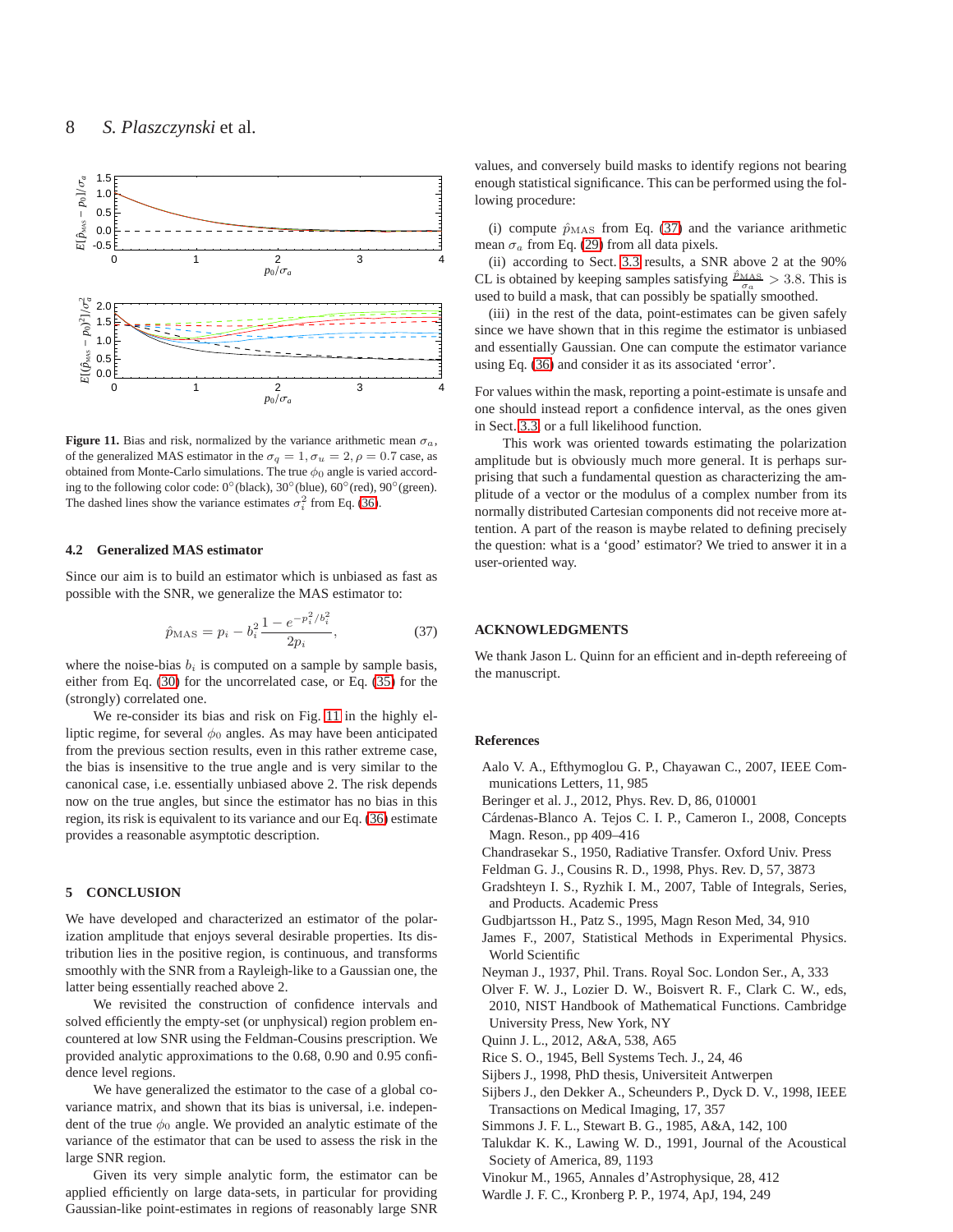Figure 11. Bias and risk, normalized by the variance arithmetic mean $\sigma_a$, of the generalized MAS estimator in the $\sigma_q = 1, \sigma_u = 2, \rho = 0.7$ case, as obtained from Monte-Carlo simulations. The true $\phi_0$ angle is varied according to the following color code: 0°(black), 30°(blue), 60°(red), 90°(green). The dashed lines show the variance estimates $\sigma_i^2$ from Eq. (36).

### 4.2 Generalized MAS estimator

Since our aim is to build an estimator which is unbiased as fast as possible with the SNR, we generalize the MAS estimator to:

$$\hat{p}_{\rm MAS} = p_i - b_i^2 \frac{1 - e^{-p_i^2/b_i^2}}{2p_i}, \tag{37}$$

where the noise-bias $b_i$ is computed on a sample by sample basis, either from Eq. (30) for the uncorrelated case, or Eq. (35) for the (strongly) correlated one.

We re-consider its bias and risk on Fig. 11 in the highly elliptic regime, for several $\phi_0$ angles. As may have been anticipated from the previous section results, even in this rather extreme case, the bias is insensitive to the true angle and is very similar to the canonical case, i.e. essentially unbiased above 2. The risk depends now on the true angles, but since the estimator has no bias in this region, its risk is equivalent to its variance and our Eq. (36) estimate provides a reasonable asymptotic description.

## 5 CONCLUSION

We have developed and characterized an estimator of the polarization amplitude that enjoys several desirable properties. Its distribution lies in the positive region, is continuous, and transforms smoothly with the SNR from a Rayleigh-like to a Gaussian one, the latter being essentially reached above 2.

We revisited the construction of confidence intervals and solved efficiently the empty-set (or unphysical) region problem encountered at low SNR using the Feldman-Cousins prescription. We provided analytic approximations to the 0.68, 0.90 and 0.95 confidence level regions.

We have generalized the estimator to the case of a global covariance matrix, and shown that its bias is universal, i.e. independent of the true $\phi_0$ angle. We provided an analytic estimate of the variance of the estimator that can be used to assess the risk in the large SNR region.

Given its very simple analytic form, the estimator can be applied efficiently on large data-sets, in particular for providing Gaussian-like point-estimates in regions of reasonably large SNR values, and conversely build masks to identify regions not bearing enough statistical significance. This can be performed using the following procedure:

(i) compute $\hat{p}_{\rm MAS}$ from Eq. (37) and the variance arithmetic mean $\sigma_a$ from Eq. (29) from all data pixels.
(ii) according to Sect. 3.3 results, a SNR above 2 at the 90% CL is obtained by keeping samples satisfying $\frac{\hat{p}_{\rm MAS}}{\sigma_a} > 3.8$. This is used to build a mask, that can possibly be spatially smoothed.
(iii) in the rest of the data, point-estimates can be given safely since we have shown that in this regime the estimator is unbiased and essentially Gaussian. One can compute the estimator variance using Eq. (36) and consider it as its associated 'error'.

For values within the mask, reporting a point-estimate is unsafe and one should instead report a confidence interval, as the ones given in Sect. 3.3 or a full likelihood function.

This work was oriented towards estimating the polarization amplitude but is obviously much more general. It is perhaps surprising that such a fundamental question as characterizing the amplitude of a vector or the modulus of a complex number from its normally distributed Cartesian components did not receive more attention. A part of the reason is maybe related to defining precisely the question: what is a 'good' estimator? We tried to answer it in a user-oriented way.

## ACKNOWLEDGMENTS

We thank Jason L. Quinn for an efficient and in-depth refereeing of the manuscript.

## References

Aalo V. A., Efthymoglou G. P., Chayawan C., 2007, IEEE Communications Letters, 11, 985
Beringer et al. J., 2012, Phys. Rev. D, 86, 010001
Cárdenas-Blanco A. Tejos C. I. P., Cameron I., 2008, Concepts Magn. Reson., pp 409–416
Chandrasekar S., 1950, Radiative Transfer. Oxford Univ. Press
Feldman G. J., Cousins R. D., 1998, Phys. Rev. D, 57, 3873
Gradshteyn I. S., Ryzhik I. M., 2007, Table of Integrals, Series, and Products. Academic Press
Gudbjartsson H., Patz S., 1995, Magn Reson Med, 34, 910
James F., 2007, Statistical Methods in Experimental Physics. World Scientific
Neyman J., 1937, Phil. Trans. Royal Soc. London Ser., A, 333
Olver F. W. J., Lozier D. W., Boisvert R. F., Clark C. W., eds, 2010, NIST Handbook of Mathematical Functions. Cambridge University Press, New York, NY
Quinn J. L., 2012, A&A, 538, A65
Rice S. O., 1945, Bell Systems Tech. J., 24, 46
Sijbers J., 1998, PhD thesis, Universiteit Antwerpen
Sijbers J., den Dekker A., Scheunders P., Dyck D. V., 1998, IEEE Transactions on Medical Imaging, 17, 357
Simmons J. F. L., Stewart B. G., 1985, A&A, 142, 100
Talukdar K. K., Lawing W. D., 1991, Journal of the Acoustical Society of America, 89, 1193
Vinokur M., 1965, Annales d'Astrophysique, 28, 412
Wardle J. F. C., Kronberg P. P., 1974, ApJ, 194, 249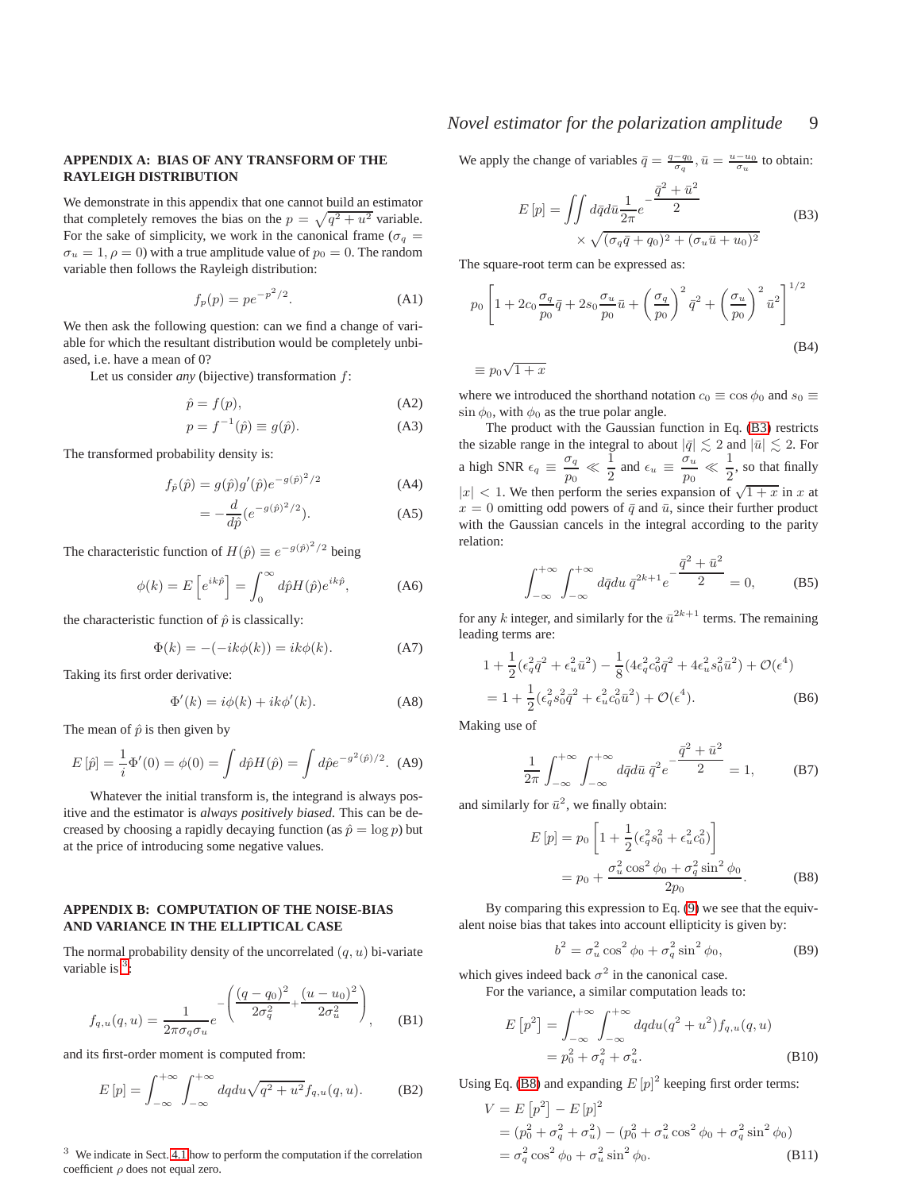## APPENDIX A: BIAS OF ANY TRANSFORM OF THE RAYLEIGH DISTRIBUTION

We demonstrate in this appendix that one cannot build an estimator that completely removes the bias on the $p = \sqrt{q^2 + u^2}$ variable. For the sake of simplicity, we work in the canonical frame ($\sigma_q = \sigma_u = 1, \rho = 0$) with a true amplitude value of $p_0 = 0$. The random variable then follows the Rayleigh distribution:

$$f_p(p) = pe^{-p^2/2}. \tag{A1}$$

We then ask the following question: can we find a change of variable for which the resultant distribution would be completely unbiased, i.e. have a mean of 0?

Let us consider *any* (bijective) transformation $f$:

$$\hat{p} = f(p), \tag{A2}$$

$$p = f^{-1}(\hat{p}) \equiv g(\hat{p}). \tag{A3}$$

The transformed probability density is:

$$f_{\hat{p}}(\hat{p}) = g(\hat{p})g'(\hat{p})e^{-g(\hat{p})^2/2} \tag{A4}$$

$$= -\frac{d}{d\hat{p}}(e^{-g(\hat{p})^2/2}). \tag{A5}$$

The characteristic function of $H(\hat{p}) \equiv e^{-g(\hat{p})^2/2}$ being

$$\phi(k) = E\left[e^{ik\hat{p}}\right] = \int_0^\infty d\hat{p}H(\hat{p})e^{ik\hat{p}}, \tag{A6}$$

the characteristic function of $\hat{p}$ is classically:

$$\Phi(k) = -(-ik\phi(k)) = ik\phi(k). \tag{A7}$$

Taking its first order derivative:

$$\Phi'(k) = i\phi(k) + ik\phi'(k). \tag{A8}$$

The mean of $\hat{p}$ is then given by

$$E\left[\hat{p}\right] = \frac{1}{i}\Phi'(0) = \phi(0) = \int d\hat{p}H(\hat{p}) = \int d\hat{p}e^{-g^2(\hat{p})/2}. \tag{A9}$$

Whatever the initial transform is, the integrand is always positive and the estimator is *always positively biased.* This can be decreased by choosing a rapidly decaying function (as $\hat{p} = \log p$) but at the price of introducing some negative values.

## APPENDIX B: COMPUTATION OF THE NOISE-BIAS AND VARIANCE IN THE ELLIPTICAL CASE

The normal probability density of the uncorrelated $(q, u)$ bi-variate variable is[3]:

$$f_{q,u}(q, u) = \frac{1}{2\pi\sigma_q\sigma_u}e^{-\left(\frac{(q-q_0)^2}{2\sigma_q^2}+\frac{(u-u_0)^2}{2\sigma_u^2}\right)}, \tag{B1}$$

and its first-order moment is computed from:

$$E\left[p\right] = \int_{-\infty}^{+\infty}\int_{-\infty}^{+\infty} dqdu\sqrt{q^2+u^2}f_{q,u}(q,u). \tag{B2}$$

We apply the change of variables $\bar{q} = \frac{q-q_0}{\sigma_q}, \bar{u} = \frac{u-u_0}{\sigma_u}$ to obtain:

$$E\left[p\right] = \iint d\bar{q}d\bar{u}\frac{1}{2\pi}e^{-\frac{\bar{q}^2+\bar{u}^2}{2}} \times \sqrt{(\sigma_q\bar{q}+q_0)^2 + (\sigma_u\bar{u}+u_0)^2} \tag{B3}$$

The square-root term can be expressed as:

$$p_0\left[1 + 2c_0\frac{\sigma_q}{p_0}\bar{q} + 2s_0\frac{\sigma_u}{p_0}\bar{u} + \left(\frac{\sigma_q}{p_0}\right)^2\bar{q}^2 + \left(\frac{\sigma_u}{p_0}\right)^2\bar{u}^2\right]^{1/2} \tag{B4}$$

$$\equiv p_0\sqrt{1+x}$$

where we introduced the shorthand notation $c_0 \equiv \cos\phi_0$ and $s_0 \equiv \sin\phi_0$, with $\phi_0$ as the true polar angle.

The product with the Gaussian function in Eq. (B3) restricts the sizable range in the integral to about $|\bar{q}| \lesssim 2$ and $|\bar{u}| \lesssim 2$. For a high SNR $\epsilon_q \equiv \dfrac{\sigma_q}{p_0} \ll \dfrac{1}{2}$ and $\epsilon_u \equiv \dfrac{\sigma_u}{p_0} \ll \dfrac{1}{2}$, so that finally $|x| < 1$. We then perform the series expansion of $\sqrt{1+x}$ in $x$ at $x = 0$ omitting odd powers of $\bar{q}$ and $\bar{u}$, since their further product with the Gaussian cancels in the integral according to the parity relation:

$$\int_{-\infty}^{+\infty}\int_{-\infty}^{+\infty} d\bar{q}du\ \bar{q}^{2k+1}e^{-\frac{\bar{q}^2+\bar{u}^2}{2}} = 0, \tag{B5}$$

for any $k$ integer, and similarly for the $\bar{u}^{2k+1}$ terms. The remaining leading terms are:

$$\begin{aligned}
&1 + \frac{1}{2}(\epsilon_q^2\bar{q}^2 + \epsilon_u^2\bar{u}^2) - \frac{1}{8}(4\epsilon_q^2c_0^2\bar{q}^2 + 4\epsilon_u^2s_0^2\bar{u}^2) + \mathcal{O}(\epsilon^4) \\
&= 1 + \frac{1}{2}(\epsilon_q^2s_0^2\bar{q}^2 + \epsilon_u^2c_0^2\bar{u}^2) + \mathcal{O}(\epsilon^4).
\end{aligned} \tag{B6}$$

Making use of

$$\frac{1}{2\pi}\int_{-\infty}^{+\infty}\int_{-\infty}^{+\infty} d\bar{q}d\bar{u}\ \bar{q}^2e^{-\frac{\bar{q}^2+\bar{u}^2}{2}} = 1, \tag{B7}$$

and similarly for $\bar{u}^2$, we finally obtain:

$$\begin{aligned}
E\left[p\right] &= p_0\left[1 + \frac{1}{2}(\epsilon_q^2s_0^2 + \epsilon_u^2c_0^2)\right] \\
&= p_0 + \frac{\sigma_u^2\cos^2\phi_0 + \sigma_q^2\sin^2\phi_0}{2p_0}.
\end{aligned} \tag{B8}$$

By comparing this expression to Eq. (9) we see that the equivalent noise bias that takes into account ellipticity is given by:

$$b^2 = \sigma_u^2\cos^2\phi_0 + \sigma_q^2\sin^2\phi_0, \tag{B9}$$

which gives indeed back $\sigma^2$ in the canonical case.

For the variance, a similar computation leads to:

$$\begin{aligned}
E\left[p^2\right] &= \int_{-\infty}^{+\infty}\int_{-\infty}^{+\infty} dqdu(q^2+u^2)f_{q,u}(q,u) \\
&= p_0^2 + \sigma_q^2 + \sigma_u^2.
\end{aligned} \tag{B10}$$

Using Eq. (B8) and expanding $E\left[p\right]^2$ keeping first order terms:

$$\begin{aligned}
V &= E\left[p^2\right] - E\left[p\right]^2 \\
&= (p_0^2 + \sigma_q^2 + \sigma_u^2) - (p_0^2 + \sigma_u^2\cos^2\phi_0 + \sigma_q^2\sin^2\phi_0) \\
&= \sigma_q^2\cos^2\phi_0 + \sigma_u^2\sin^2\phi_0.
\end{aligned} \tag{B11}$$

[3] We indicate in Sect. 4.1 how to perform the computation if the correlation coefficient $\rho$ does not equal zero.